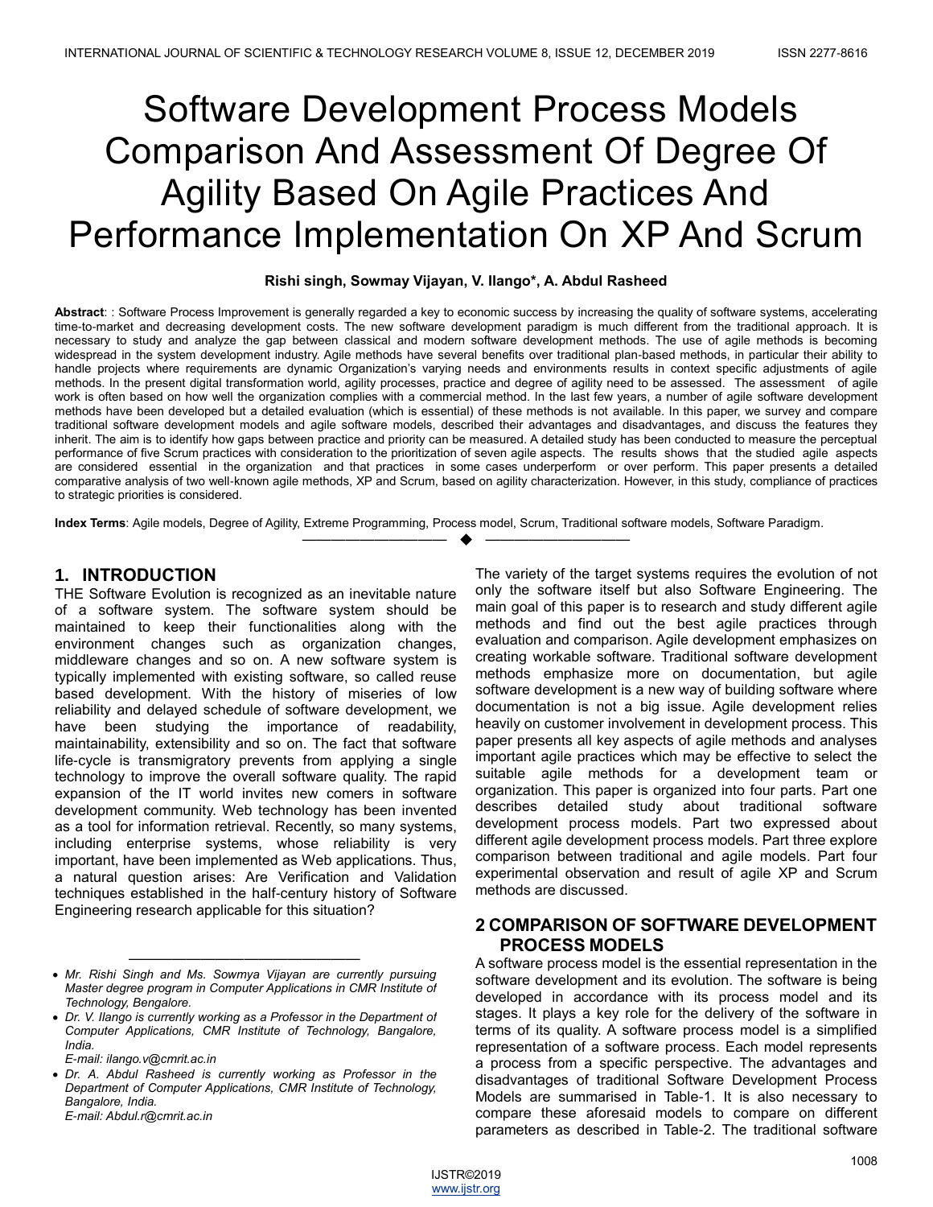# Software Development Process Models Comparison And Assessment Of Degree Of Agility Based On Agile Practices And Performance Implementation On XP And Scrum

**Rishi singh, Sowmay Vijayan, V. Ilango*, A. Abdul Rasheed**

**Abstract**: : Software Process Improvement is generally regarded a key to economic success by increasing the quality of software systems, accelerating time-to-market and decreasing development costs. The new software development paradigm is much different from the traditional approach. It is necessary to study and analyze the gap between classical and modern software development methods. The use of agile methods is becoming widespread in the system development industry. Agile methods have several benefits over traditional plan-based methods, in particular their ability to handle projects where requirements are dynamic Organization's varying needs and environments results in context specific adjustments of agile methods. In the present digital transformation world, agility processes, practice and degree of agility need to be assessed. The assessment of agile work is often based on how well the organization complies with a commercial method. In the last few years, a number of agile software development methods have been developed but a detailed evaluation (which is essential) of these methods is not available. In this paper, we survey and compare traditional software development models and agile software models, described their advantages and disadvantages, and discuss the features they inherit. The aim is to identify how gaps between practice and priority can be measured. A detailed study has been conducted to measure the perceptual performance of five Scrum practices with consideration to the prioritization of seven agile aspects. The results shows that the studied agile aspects are considered essential in the organization and that practices in some cases underperform or over perform. This paper presents a detailed comparative analysis of two well-known agile methods, XP and Scrum, based on agility characterization. However, in this study, compliance of practices to strategic priorities is considered.

**Index Terms**: Agile models, Degree of Agility, Extreme Programming, Process model, Scrum, Traditional software models, Software Paradigm.

## 1. INTRODUCTION

THE Software Evolution is recognized as an inevitable nature of a software system. The software system should be maintained to keep their functionalities along with the environment changes such as organization changes, middleware changes and so on. A new software system is typically implemented with existing software, so called reuse based development. With the history of miseries of low reliability and delayed schedule of software development, we have been studying the importance of readability, maintainability, extensibility and so on. The fact that software life-cycle is transmigratory prevents from applying a single technology to improve the overall software quality. The rapid expansion of the IT world invites new comers in software development community. Web technology has been invented as a tool for information retrieval. Recently, so many systems, including enterprise systems, whose reliability is very important, have been implemented as Web applications. Thus, a natural question arises: Are Verification and Validation techniques established in the half-century history of Software Engineering research applicable for this situation? The variety of the target systems requires the evolution of not only the software itself but also Software Engineering. The main goal of this paper is to research and study different agile methods and find out the best agile practices through evaluation and comparison. Agile development emphasizes on creating workable software. Traditional software development methods emphasize more on documentation, but agile software development is a new way of building software where documentation is not a big issue. Agile development relies heavily on customer involvement in development process. This paper presents all key aspects of agile methods and analyses important agile practices which may be effective to select the suitable agile methods for a development team or organization. This paper is organized into four parts. Part one describes detailed study about traditional software development process models. Part two expressed about different agile development process models. Part three explore comparison between traditional and agile models. Part four experimental observation and result of agile XP and Scrum methods are discussed.

## 2 COMPARISON OF SOFTWARE DEVELOPMENT PROCESS MODELS

A software process model is the essential representation in the software development and its evolution. The software is being developed in accordance with its process model and its stages. It plays a key role for the delivery of the software in terms of its quality. A software process model is a simplified representation of a software process. Each model represents a process from a specific perspective. The advantages and disadvantages of traditional Software Development Process Models are summarised in Table-1. It is also necessary to compare these aforesaid models to compare on different parameters as described in Table-2. The traditional software

---

- *Mr. Rishi Singh and Ms. Sowmya Vijayan are currently pursuing Master degree program in Computer Applications in CMR Institute of Technology, Bengalore.*
- *Dr. V. Ilango is currently working as a Professor in the Department of Computer Applications, CMR Institute of Technology, Bangalore, India.*
  *E-mail: ilango.v@cmrit.ac.in*
- *Dr. A. Abdul Rasheed is currently working as Professor in the Department of Computer Applications, CMR Institute of Technology, Bangalore, India.*
  *E-mail: Abdul.r@cmrit.ac.in*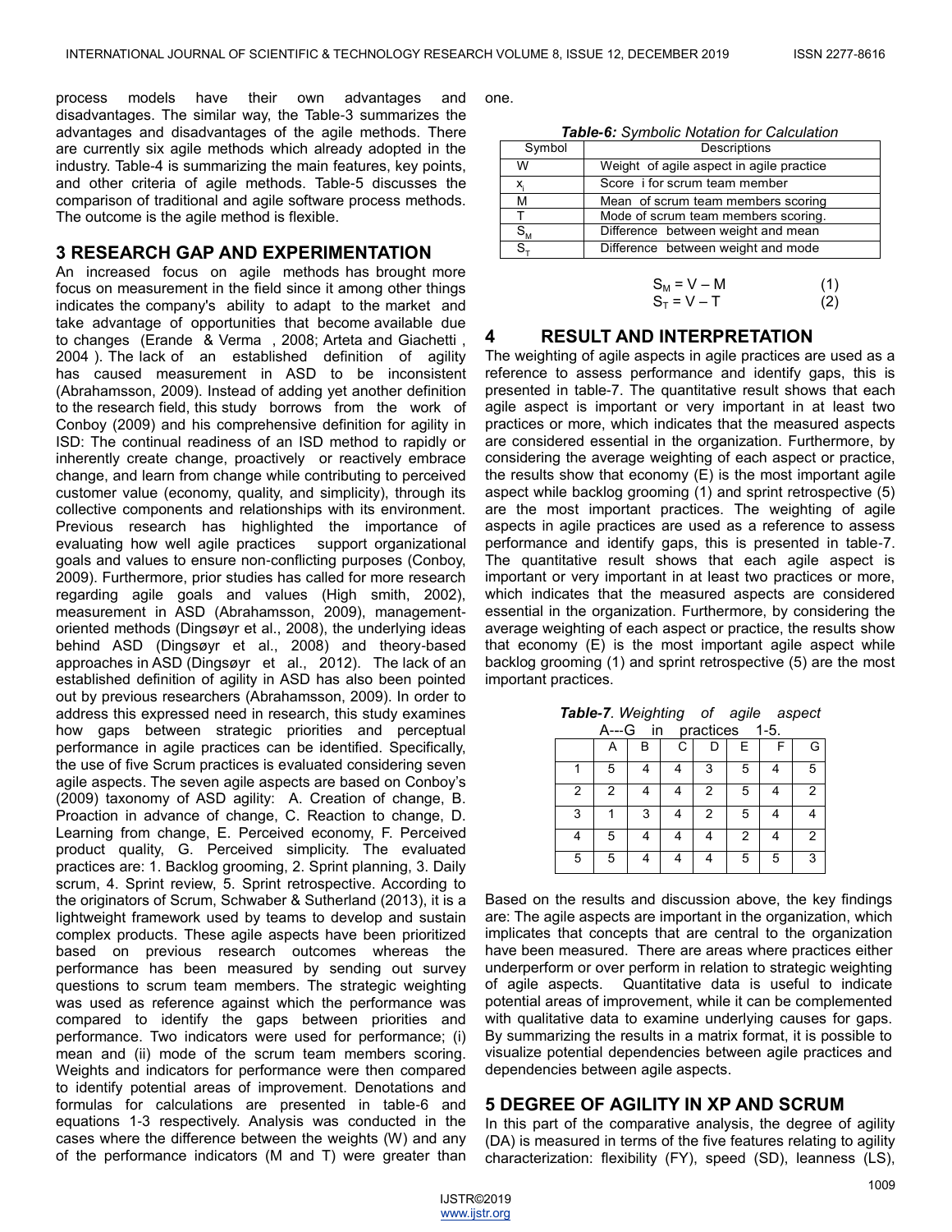process models have their own advantages and disadvantages. The similar way, the Table-3 summarizes the advantages and disadvantages of the agile methods. There are currently six agile methods which already adopted in the industry. Table-4 is summarizing the main features, key points, and other criteria of agile methods. Table-5 discusses the comparison of traditional and agile software process methods. The outcome is the agile method is flexible.

## 3 RESEARCH GAP AND EXPERIMENTATION

An increased focus on agile methods has brought more focus on measurement in the field since it among other things indicates the company's ability to adapt to the market and take advantage of opportunities that become available due to changes (Erande & Verma , 2008; Arteta and Giachetti , 2004 ). The lack of an established definition of agility has caused measurement in ASD to be inconsistent (Abrahamsson, 2009). Instead of adding yet another definition to the research field, this study borrows from the work of Conboy (2009) and his comprehensive definition for agility in ISD: The continual readiness of an ISD method to rapidly or inherently create change, proactively or reactively embrace change, and learn from change while contributing to perceived customer value (economy, quality, and simplicity), through its collective components and relationships with its environment. Previous research has highlighted the importance of evaluating how well agile practices support organizational goals and values to ensure non-conflicting purposes (Conboy, 2009). Furthermore, prior studies has called for more research regarding agile goals and values (High smith, 2002), measurement in ASD (Abrahamsson, 2009), management-oriented methods (Dingsøyr et al., 2008), the underlying ideas behind ASD (Dingsøyr et al., 2008) and theory-based approaches in ASD (Dingsøyr et al., 2012). The lack of an established definition of agility in ASD has also been pointed out by previous researchers (Abrahamsson, 2009). In order to address this expressed need in research, this study examines how gaps between strategic priorities and perceptual performance in agile practices can be identified. Specifically, the use of five Scrum practices is evaluated considering seven agile aspects. The seven agile aspects are based on Conboy's (2009) taxonomy of ASD agility: A. Creation of change, B. Proaction in advance of change, C. Reaction to change, D. Learning from change, E. Perceived economy, F. Perceived product quality, G. Perceived simplicity. The evaluated practices are: 1. Backlog grooming, 2. Sprint planning, 3. Daily scrum, 4. Sprint review, 5. Sprint retrospective. According to the originators of Scrum, Schwaber & Sutherland (2013), it is a lightweight framework used by teams to develop and sustain complex products. These agile aspects have been prioritized based on previous research outcomes whereas the performance has been measured by sending out survey questions to scrum team members. The strategic weighting was used as reference against which the performance was compared to identify the gaps between priorities and performance. Two indicators were used for performance; (i) mean and (ii) mode of the scrum team members scoring. Weights and indicators for performance were then compared to identify potential areas of improvement. Denotations and formulas for calculations are presented in table-6 and equations 1-3 respectively. Analysis was conducted in the cases where the difference between the weights (W) and any of the performance indicators (M and T) were greater than one.

***Table-6:*** *Symbolic Notation for Calculation*

| Symbol | Descriptions |
|---|---|
| W | Weight of agile aspect in agile practice |
| $x_i$ | Score i for scrum team member |
| M | Mean of scrum team members scoring |
| T | Mode of scrum team members scoring. |
| $S_M$ | Difference between weight and mean |
| $S_T$ | Difference between weight and mode |

$$S_M = V - M \qquad (1)$$

$$S_T = V - T \qquad (2)$$

## 4 RESULT AND INTERPRETATION

The weighting of agile aspects in agile practices are used as a reference to assess performance and identify gaps, this is presented in table-7. The quantitative result shows that each agile aspect is important or very important in at least two practices or more, which indicates that the measured aspects are considered essential in the organization. Furthermore, by considering the average weighting of each aspect or practice, the results show that economy (E) is the most important agile aspect while backlog grooming (1) and sprint retrospective (5) are the most important practices. The weighting of agile aspects in agile practices are used as a reference to assess performance and identify gaps, this is presented in table-7. The quantitative result shows that each agile aspect is important or very important in at least two practices or more, which indicates that the measured aspects are considered essential in the organization. Furthermore, by considering the average weighting of each aspect or practice, the results show that economy (E) is the most important agile aspect while backlog grooming (1) and sprint retrospective (5) are the most important practices.

***Table-7***. *Weighting of agile aspect A---G in practices 1-5.*

| | A | B | C | D | E | F | G |
|---|---|---|---|---|---|---|---|
| 1 | 5 | 4 | 4 | 3 | 5 | 4 | 5 |
| 2 | 2 | 4 | 4 | 2 | 5 | 4 | 2 |
| 3 | 1 | 3 | 4 | 2 | 5 | 4 | 4 |
| 4 | 5 | 4 | 4 | 4 | 2 | 4 | 2 |
| 5 | 5 | 4 | 4 | 4 | 5 | 5 | 3 |

Based on the results and discussion above, the key findings are: The agile aspects are important in the organization, which implicates that concepts that are central to the organization have been measured. There are areas where practices either underperform or over perform in relation to strategic weighting of agile aspects. Quantitative data is useful to indicate potential areas of improvement, while it can be complemented with qualitative data to examine underlying causes for gaps. By summarizing the results in a matrix format, it is possible to visualize potential dependencies between agile practices and dependencies between agile aspects.

## 5 DEGREE OF AGILITY IN XP AND SCRUM

In this part of the comparative analysis, the degree of agility (DA) is measured in terms of the five features relating to agility characterization: flexibility (FY), speed (SD), leanness (LS),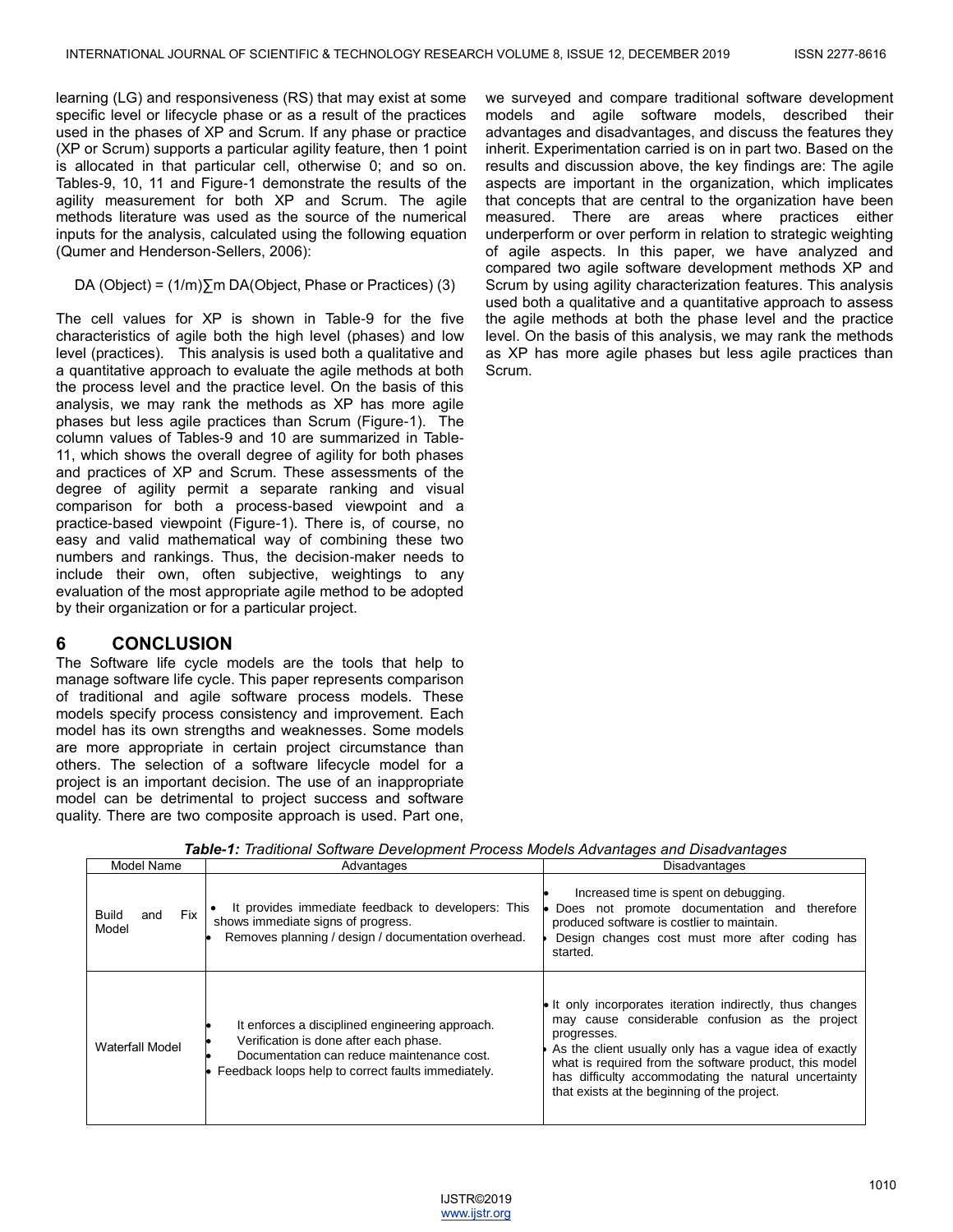learning (LG) and responsiveness (RS) that may exist at some specific level or lifecycle phase or as a result of the practices used in the phases of XP and Scrum. If any phase or practice (XP or Scrum) supports a particular agility feature, then 1 point is allocated in that particular cell, otherwise 0; and so on. Tables-9, 10, 11 and Figure-1 demonstrate the results of the agility measurement for both XP and Scrum. The agile methods literature was used as the source of the numerical inputs for the analysis, calculated using the following equation (Qumer and Henderson-Sellers, 2006):

$$DA\ (Object) = (1/m)\sum_m DA(Object,\ Phase\ or\ Practices) \quad (3)$$

The cell values for XP is shown in Table-9 for the five characteristics of agile both the high level (phases) and low level (practices). This analysis is used both a qualitative and a quantitative approach to evaluate the agile methods at both the process level and the practice level. On the basis of this analysis, we may rank the methods as XP has more agile phases but less agile practices than Scrum (Figure-1). The column values of Tables-9 and 10 are summarized in Table-11, which shows the overall degree of agility for both phases and practices of XP and Scrum. These assessments of the degree of agility permit a separate ranking and visual comparison for both a process-based viewpoint and a practice-based viewpoint (Figure-1). There is, of course, no easy and valid mathematical way of combining these two numbers and rankings. Thus, the decision-maker needs to include their own, often subjective, weightings to any evaluation of the most appropriate agile method to be adopted by their organization or for a particular project.

## 6 CONCLUSION

The Software life cycle models are the tools that help to manage software life cycle. This paper represents comparison of traditional and agile software process models. These models specify process consistency and improvement. Each model has its own strengths and weaknesses. Some models are more appropriate in certain project circumstance than others. The selection of a software lifecycle model for a project is an important decision. The use of an inappropriate model can be detrimental to project success and software quality. There are two composite approach is used. Part one, we surveyed and compare traditional software development models and agile software models, described their advantages and disadvantages, and discuss the features they inherit. Experimentation carried is on in part two. Based on the results and discussion above, the key findings are: The agile aspects are important in the organization, which implicates that concepts that are central to the organization have been measured. There are areas where practices either underperform or over perform in relation to strategic weighting of agile aspects. In this paper, we have analyzed and compared two agile software development methods XP and Scrum by using agility characterization features. This analysis used both a qualitative and a quantitative approach to assess the agile methods at both the phase level and the practice level. On the basis of this analysis, we may rank the methods as XP has more agile phases but less agile practices than Scrum.

***Table-1:*** *Traditional Software Development Process Models Advantages and Disadvantages*

| Model Name | Advantages | Disadvantages |
| --- | --- | --- |
| Build and Fix Model | • It provides immediate feedback to developers: This shows immediate signs of progress.<br>• Removes planning / design / documentation overhead. | • Increased time is spent on debugging.<br>• Does not promote documentation and therefore produced software is costlier to maintain.<br>• Design changes cost must more after coding has started. |
| Waterfall Model | • It enforces a disciplined engineering approach.<br>• Verification is done after each phase.<br>• Documentation can reduce maintenance cost.<br>• Feedback loops help to correct faults immediately. | • It only incorporates iteration indirectly, thus changes may cause considerable confusion as the project progresses.<br>• As the client usually only has a vague idea of exactly what is required from the software product, this model has difficulty accommodating the natural uncertainty that exists at the beginning of the project. |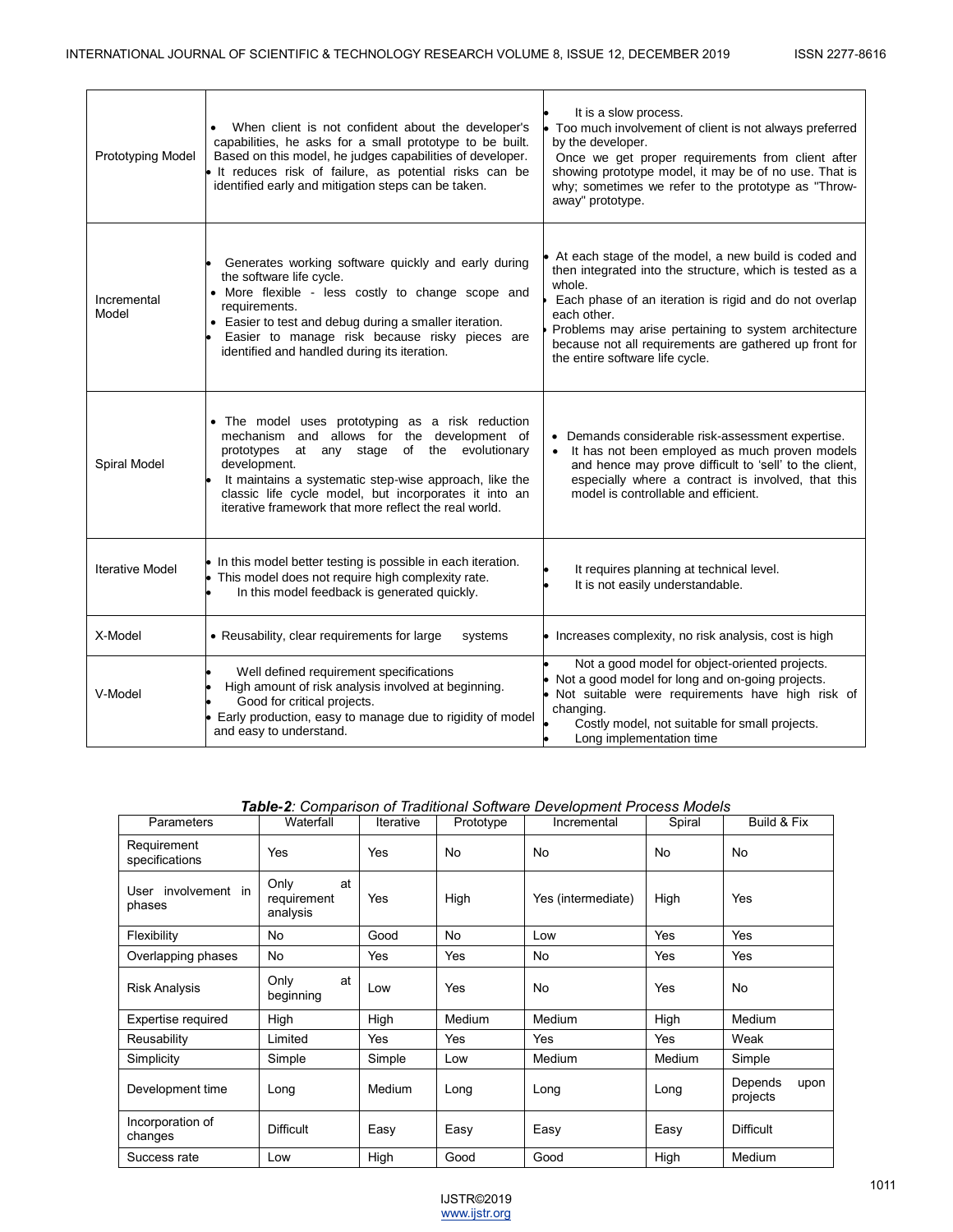| Prototyping Model | • When client is not confident about the developer's capabilities, he asks for a small prototype to be built. Based on this model, he judges capabilities of developer.<br>• It reduces risk of failure, as potential risks can be identified early and mitigation steps can be taken. | • It is a slow process.<br>• Too much involvement of client is not always preferred by the developer.<br>Once we get proper requirements from client after showing prototype model, it may be of no use. That is why; sometimes we refer to the prototype as "Throw-away" prototype. |
|---|---|---|
| Incremental Model | • Generates working software quickly and early during the software life cycle.<br>• More flexible - less costly to change scope and requirements.<br>• Easier to test and debug during a smaller iteration.<br>• Easier to manage risk because risky pieces are identified and handled during its iteration. | • At each stage of the model, a new build is coded and then integrated into the structure, which is tested as a whole.<br>• Each phase of an iteration is rigid and do not overlap each other.<br>• Problems may arise pertaining to system architecture because not all requirements are gathered up front for the entire software life cycle. |
| Spiral Model | • The model uses prototyping as a risk reduction mechanism and allows for the development of prototypes at any stage of the evolutionary development.<br>• It maintains a systematic step-wise approach, like the classic life cycle model, but incorporates it into an iterative framework that more reflect the real world. | • Demands considerable risk-assessment expertise.<br>• It has not been employed as much proven models and hence may prove difficult to 'sell' to the client, especially where a contract is involved, that this model is controllable and efficient. |
| Iterative Model | • In this model better testing is possible in each iteration.<br>• This model does not require high complexity rate.<br>• In this model feedback is generated quickly. | • It requires planning at technical level.<br>• It is not easily understandable. |
| X-Model | • Reusability, clear requirements for large systems | • Increases complexity, no risk analysis, cost is high |
| V-Model | • Well defined requirement specifications<br>• High amount of risk analysis involved at beginning.<br>• Good for critical projects.<br>• Early production, easy to manage due to rigidity of model and easy to understand. | • Not a good model for object-oriented projects.<br>• Not a good model for long and on-going projects.<br>• Not suitable were requirements have high risk of changing.<br>• Costly model, not suitable for small projects.<br>• Long implementation time |

***Table-2**: Comparison of Traditional Software Development Process Models*

| Parameters | Waterfall | Iterative | Prototype | Incremental | Spiral | Build & Fix |
|---|---|---|---|---|---|---|
| Requirement specifications | Yes | Yes | No | No | No | No |
| User involvement in phases | Only at requirement analysis | Yes | High | Yes (intermediate) | High | Yes |
| Flexibility | No | Good | No | Low | Yes | Yes |
| Overlapping phases | No | Yes | Yes | No | Yes | Yes |
| Risk Analysis | Only at beginning | Low | Yes | No | Yes | No |
| Expertise required | High | High | Medium | Medium | High | Medium |
| Reusability | Limited | Yes | Yes | Yes | Yes | Weak |
| Simplicity | Simple | Simple | Low | Medium | Medium | Simple |
| Development time | Long | Medium | Long | Long | Long | Depends upon projects |
| Incorporation of changes | Difficult | Easy | Easy | Easy | Easy | Difficult |
| Success rate | Low | High | Good | Good | High | Medium |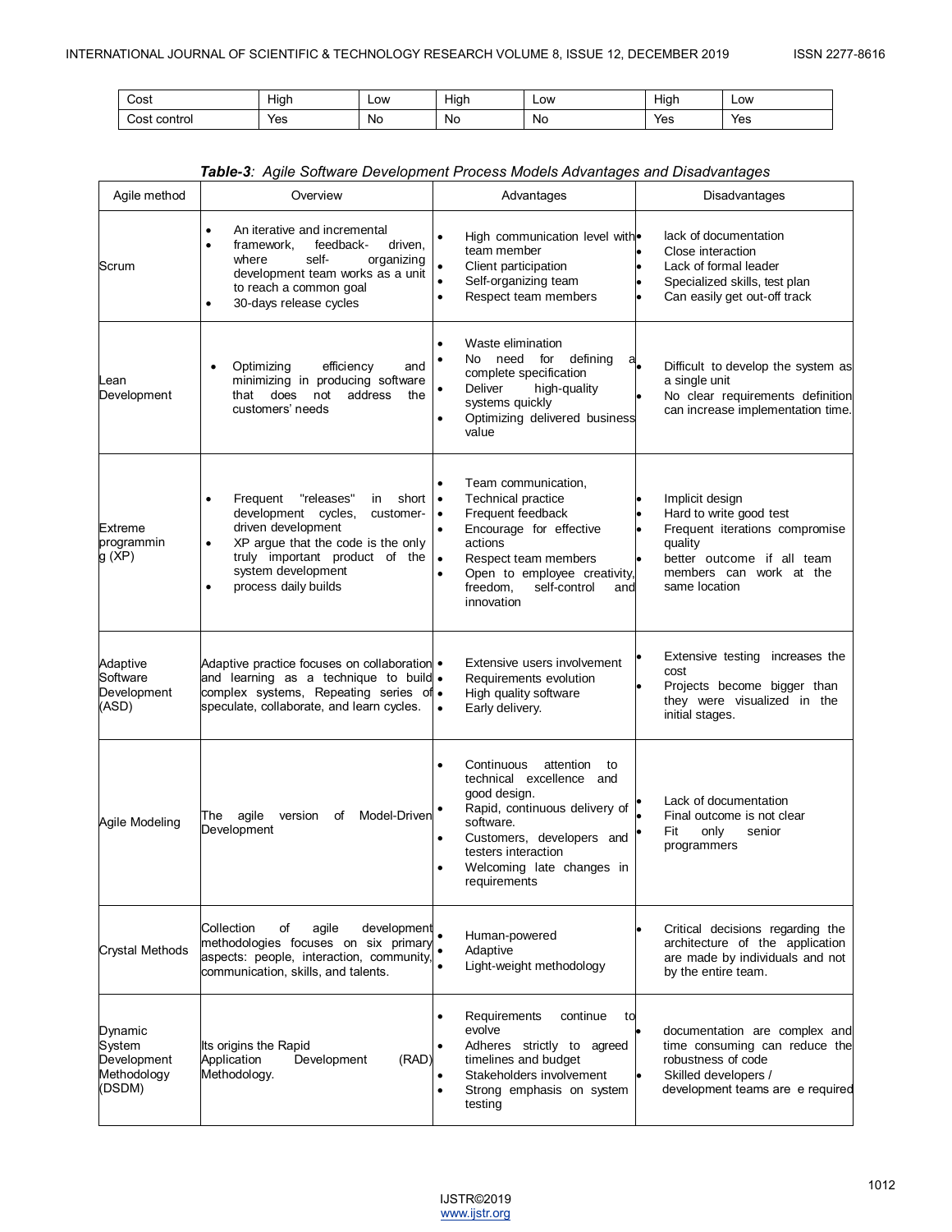| Cost | High | Low | High | Low | High | Low |
|---|---|---|---|---|---|---|
| Cost control | Yes | No | No | No | Yes | Yes |

***Table-3**: Agile Software Development Process Models Advantages and Disadvantages*

| Agile method | Overview | Advantages | Disadvantages |
|---|---|---|---|
| Scrum | • An iterative and incremental framework, feedback- driven, where self- organizing development team works as a unit to reach a common goal<br>• 30-days release cycles | • High communication level with team member<br>• Client participation<br>• Self-organizing team<br>• Respect team members | • lack of documentation<br>• Close interaction<br>• Lack of formal leader<br>• Specialized skills, test plan<br>• Can easily get out-off track |
| Lean Development | • Optimizing efficiency and minimizing in producing software that does not address the customers' needs | • Waste elimination<br>• No need for defining a complete specification<br>• Deliver high-quality systems quickly<br>• Optimizing delivered business value | • Difficult to develop the system as a single unit<br>• No clear requirements definition can increase implementation time. |
| Extreme programming (XP) | • Frequent "releases" in short development cycles, customer- driven development<br>• XP argue that the code is the only truly important product of the system development<br>• process daily builds | • Team communication,<br>• Technical practice<br>• Frequent feedback<br>• Encourage for effective actions<br>• Respect team members<br>• Open to employee creativity, freedom, self-control and innovation | • Implicit design<br>• Hard to write good test<br>• Frequent iterations compromise quality<br>• better outcome if all team members can work at the same location |
| Adaptive Software Development (ASD) | Adaptive practice focuses on collaboration and learning as a technique to build complex systems, Repeating series of speculate, collaborate, and learn cycles. | • Extensive users involvement<br>• Requirements evolution<br>• High quality software<br>• Early delivery. | • Extensive testing increases the cost<br>• Projects become bigger than they were visualized in the initial stages. |
| Agile Modeling | The agile version of Model-Driven Development | • Continuous attention to technical excellence and good design.<br>• Rapid, continuous delivery of software.<br>• Customers, developers and testers interaction<br>• Welcoming late changes in requirements | • Lack of documentation<br>• Final outcome is not clear<br>• Fit only senior programmers |
| Crystal Methods | Collection of agile development methodologies focuses on six primary aspects: people, interaction, community, communication, skills, and talents. | • Human-powered<br>• Adaptive<br>• Light-weight methodology | • Critical decisions regarding the architecture of the application are made by individuals and not by the entire team. |
| Dynamic System Development Methodology (DSDM) | Its origins the Rapid Application Development (RAD) Methodology. | • Requirements continue to evolve<br>• Adheres strictly to agreed timelines and budget<br>• Stakeholders involvement<br>• Strong emphasis on system testing | • documentation are complex and time consuming can reduce the robustness of code<br>• Skilled developers / development teams are e required |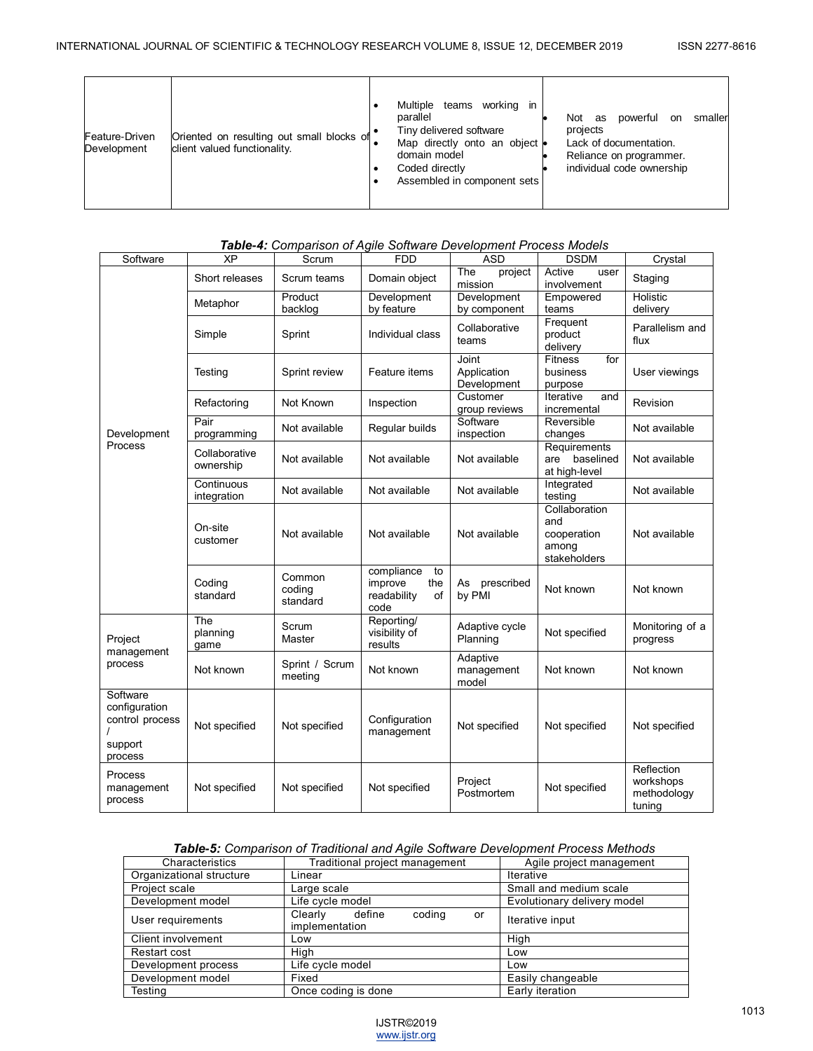| Feature-Driven Development | Oriented on resulting out small blocks of client valued functionality. | • Multiple teams working in parallel<br>• Tiny delivered software<br>• Map directly onto an object domain model<br>• Coded directly<br>• Assembled in component sets | • Not as powerful on smaller projects<br>• Lack of documentation.<br>• Reliance on programmer.<br>• individual code ownership |
|---|---|---|---|

***Table-4:*** *Comparison of Agile Software Development Process Models*

| Software | XP | Scrum | FDD | ASD | DSDM | Crystal |
|---|---|---|---|---|---|---|
| Development Process | Short releases | Scrum teams | Domain object | The project mission | Active user involvement | Staging |
| | Metaphor | Product backlog | Development by feature | Development by component | Empowered teams | Holistic delivery |
| | Simple | Sprint | Individual class | Collaborative teams | Frequent product delivery | Parallelism and flux |
| | Testing | Sprint review | Feature items | Joint Application Development | Fitness for business purpose | User viewings |
| | Refactoring | Not Known | Inspection | Customer group reviews | Iterative and incremental | Revision |
| | Pair programming | Not available | Regular builds | Software inspection | Reversible changes | Not available |
| | Collaborative ownership | Not available | Not available | Not available | Requirements are baselined at high-level | Not available |
| | Continuous integration | Not available | Not available | Not available | Integrated testing | Not available |
| | On-site customer | Not available | Not available | Not available | Collaboration and cooperation among stakeholders | Not available |
| | Coding standard | Common coding standard | compliance to improve the readability of code | As prescribed by PMI | Not known | Not known |
| Project management process | The planning game | Scrum Master | Reporting/ visibility of results | Adaptive cycle Planning | Not specified | Monitoring of a progress |
| | Not known | Sprint / Scrum meeting | Not known | Adaptive management model | Not known | Not known |
| Software configuration control process / support process | Not specified | Not specified | Configuration management | Not specified | Not specified | Not specified |
| Process management process | Not specified | Not specified | Not specified | Project Postmortem | Not specified | Reflection workshops methodology tuning |

***Table-5:*** *Comparison of Traditional and Agile Software Development Process Methods*

| Characteristics | Traditional project management | Agile project management |
|---|---|---|
| Organizational structure | Linear | Iterative |
| Project scale | Large scale | Small and medium scale |
| Development model | Life cycle model | Evolutionary delivery model |
| User requirements | Clearly define coding or implementation | Iterative input |
| Client involvement | Low | High |
| Restart cost | High | Low |
| Development process | Life cycle model | Low |
| Development model | Fixed | Easily changeable |
| Testing | Once coding is done | Early iteration |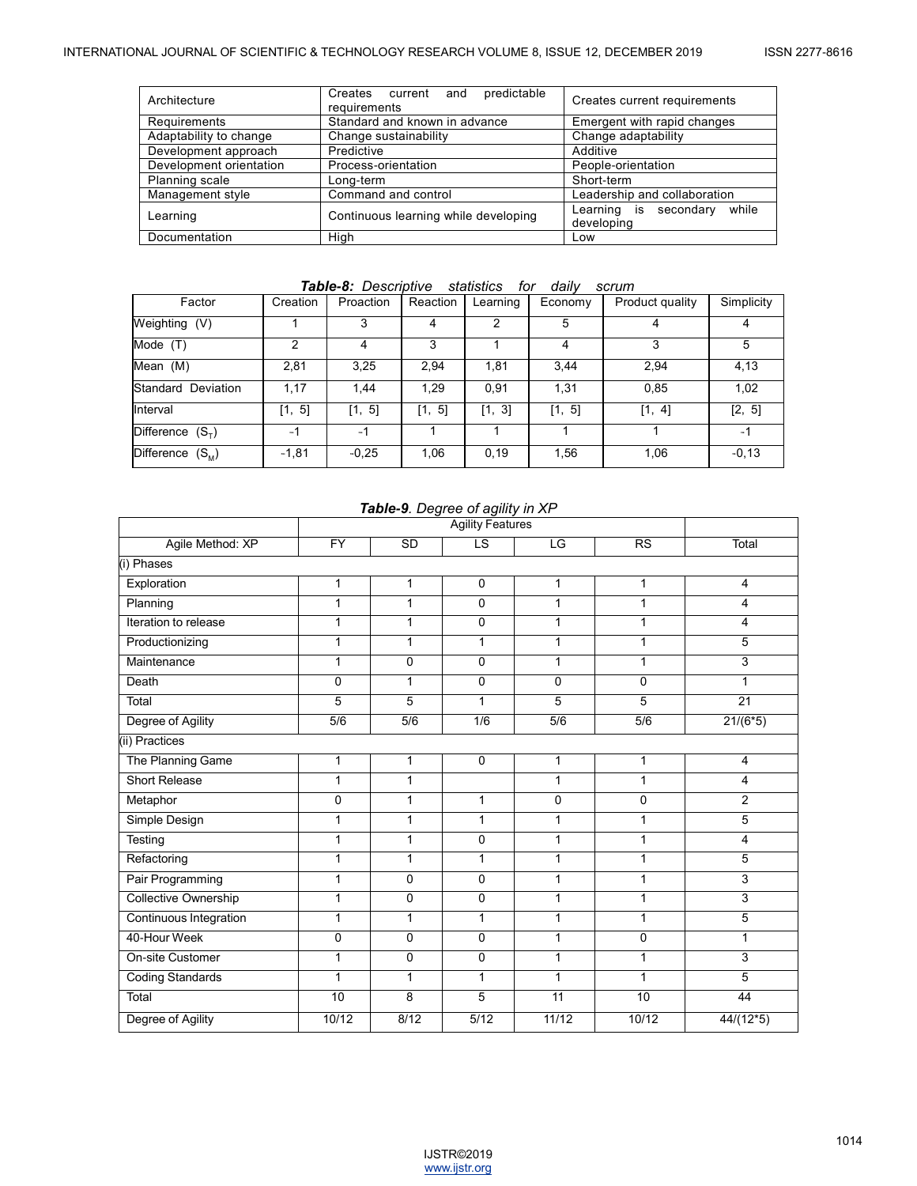| | | |
|---|---|---|
| Architecture | Creates current and predictable requirements | Creates current requirements |
| Requirements | Standard and known in advance | Emergent with rapid changes |
| Adaptability to change | Change sustainability | Change adaptability |
| Development approach | Predictive | Additive |
| Development orientation | Process-orientation | People-orientation |
| Planning scale | Long-term | Short-term |
| Management style | Command and control | Leadership and collaboration |
| Learning | Continuous learning while developing | Learning is secondary while developing |
| Documentation | High | Low |

***Table-8:** Descriptive statistics for daily scrum*

| Factor | Creation | Proaction | Reaction | Learning | Economy | Product quality | Simplicity |
|---|---|---|---|---|---|---|---|
| Weighting (V) | 1 | 3 | 4 | 2 | 5 | 4 | 4 |
| Mode (T) | 2 | 4 | 3 | 1 | 4 | 3 | 5 |
| Mean (M) | 2,81 | 3,25 | 2,94 | 1,81 | 3,44 | 2,94 | 4,13 |
| Standard Deviation | 1,17 | 1,44 | 1,29 | 0,91 | 1,31 | 0,85 | 1,02 |
| Interval | [1, 5] | [1, 5] | [1, 5] | [1, 3] | [1, 5] | [1, 4] | [2, 5] |
| Difference ($S_T$) | -1 | -1 | 1 | 1 | 1 | 1 | -1 |
| Difference ($S_M$) | -1,81 | -0,25 | 1,06 | 0,19 | 1,56 | 1,06 | -0,13 |

***Table-9**. Degree of agility in XP*

| | Agility Features | | | | | |
|---|---|---|---|---|---|---|
| Agile Method: XP | FY | SD | LS | LG | RS | Total |
| (i) Phases | | | | | | |
| Exploration | 1 | 1 | 0 | 1 | 1 | 4 |
| Planning | 1 | 1 | 0 | 1 | 1 | 4 |
| Iteration to release | 1 | 1 | 0 | 1 | 1 | 4 |
| Productionizing | 1 | 1 | 1 | 1 | 1 | 5 |
| Maintenance | 1 | 0 | 0 | 1 | 1 | 3 |
| Death | 0 | 1 | 0 | 0 | 0 | 1 |
| Total | 5 | 5 | 1 | 5 | 5 | 21 |
| Degree of Agility | 5/6 | 5/6 | 1/6 | 5/6 | 5/6 | 21/(6*5) |
| (ii) Practices | | | | | | |
| The Planning Game | 1 | 1 | 0 | 1 | 1 | 4 |
| Short Release | 1 | 1 | | 1 | 1 | 4 |
| Metaphor | 0 | 1 | 1 | 0 | 0 | 2 |
| Simple Design | 1 | 1 | 1 | 1 | 1 | 5 |
| Testing | 1 | 1 | 0 | 1 | 1 | 4 |
| Refactoring | 1 | 1 | 1 | 1 | 1 | 5 |
| Pair Programming | 1 | 0 | 0 | 1 | 1 | 3 |
| Collective Ownership | 1 | 0 | 0 | 1 | 1 | 3 |
| Continuous Integration | 1 | 1 | 1 | 1 | 1 | 5 |
| 40-Hour Week | 0 | 0 | 0 | 1 | 0 | 1 |
| On-site Customer | 1 | 0 | 0 | 1 | 1 | 3 |
| Coding Standards | 1 | 1 | 1 | 1 | 1 | 5 |
| Total | 10 | 8 | 5 | 11 | 10 | 44 |
| Degree of Agility | 10/12 | 8/12 | 5/12 | 11/12 | 10/12 | 44/(12*5) |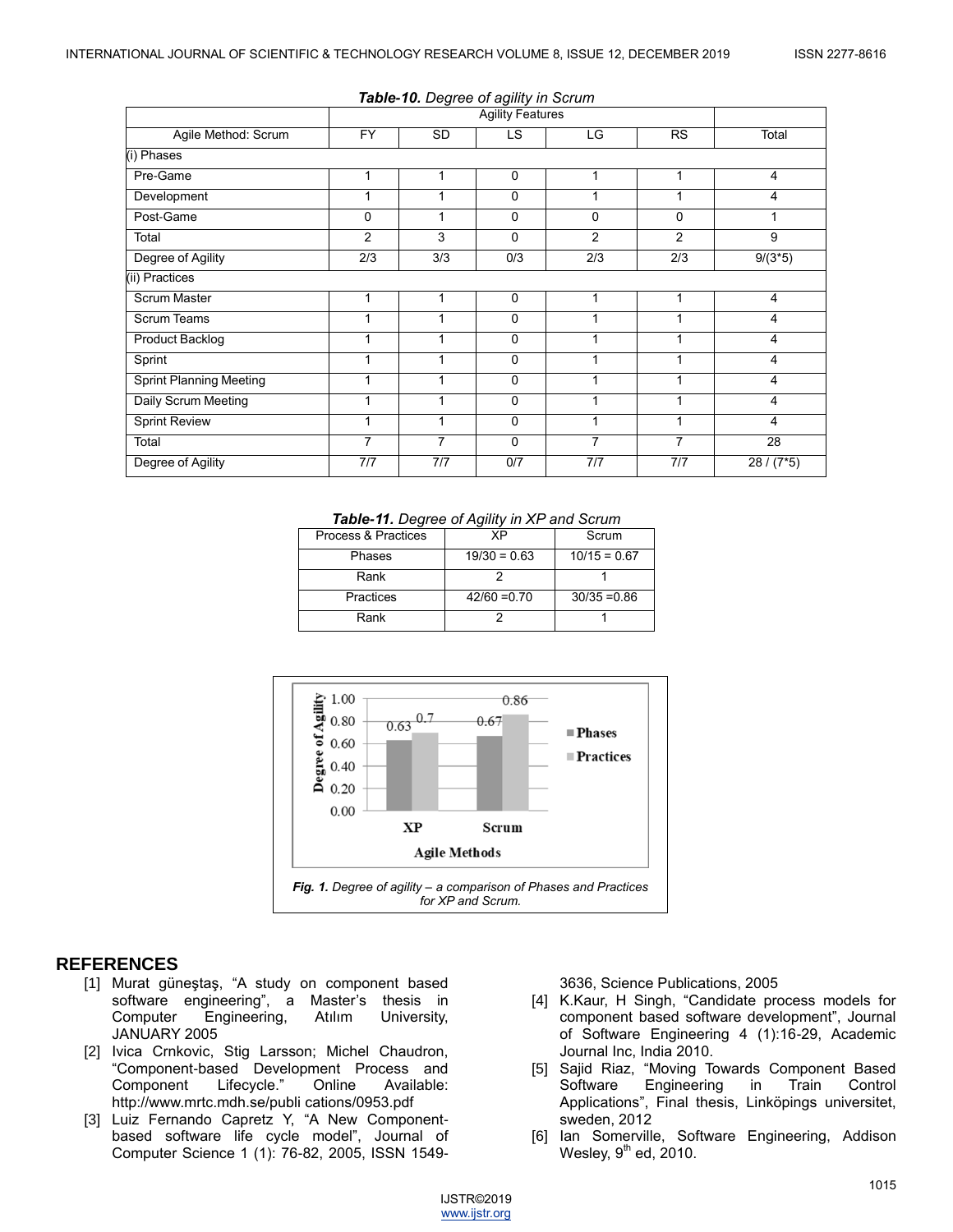***Table-10.*** *Degree of agility in Scrum*

| | Agility Features | | | | | |
|---|---|---|---|---|---|---|
| Agile Method: Scrum | FY | SD | LS | LG | RS | Total |
| (i) Phases | | | | | | |
| Pre-Game | 1 | 1 | 0 | 1 | 1 | 4 |
| Development | 1 | 1 | 0 | 1 | 1 | 4 |
| Post-Game | 0 | 1 | 0 | 0 | 0 | 1 |
| Total | 2 | 3 | 0 | 2 | 2 | 9 |
| Degree of Agility | 2/3 | 3/3 | 0/3 | 2/3 | 2/3 | 9/(3*5) |
| (ii) Practices | | | | | | |
| Scrum Master | 1 | 1 | 0 | 1 | 1 | 4 |
| Scrum Teams | 1 | 1 | 0 | 1 | 1 | 4 |
| Product Backlog | 1 | 1 | 0 | 1 | 1 | 4 |
| Sprint | 1 | 1 | 0 | 1 | 1 | 4 |
| Sprint Planning Meeting | 1 | 1 | 0 | 1 | 1 | 4 |
| Daily Scrum Meeting | 1 | 1 | 0 | 1 | 1 | 4 |
| Sprint Review | 1 | 1 | 0 | 1 | 1 | 4 |
| Total | 7 | 7 | 0 | 7 | 7 | 28 |
| Degree of Agility | 7/7 | 7/7 | 0/7 | 7/7 | 7/7 | 28 / (7*5) |

***Table-11.*** *Degree of Agility in XP and Scrum*

| Process & Practices | XP | Scrum |
|---|---|---|
| Phases | 19/30 = 0.63 | 10/15 = 0.67 |
| Rank | 2 | 1 |
| Practices | 42/60 =0.70 | 30/35 =0.86 |
| Rank | 2 | 1 |

***Fig. 1.*** *Degree of agility – a comparison of Phases and Practices for XP and Scrum.*

## REFERENCES

[1] Murat güneştaş, "A study on component based software engineering", a Master's thesis in Computer Engineering, Atılım University, JANUARY 2005

[2] Ivica Crnkovic, Stig Larsson; Michel Chaudron, "Component-based Development Process and Component Lifecycle." Online Available: http://www.mrtc.mdh.se/publi cations/0953.pdf

[3] Luiz Fernando Capretz Y, "A New Component-based software life cycle model", Journal of Computer Science 1 (1): 76-82, 2005, ISSN 1549-3636, Science Publications, 2005

[4] K.Kaur, H Singh, "Candidate process models for component based software development", Journal of Software Engineering 4 (1):16-29, Academic Journal Inc, India 2010.

[5] Sajid Riaz, "Moving Towards Component Based Software Engineering in Train Control Applications", Final thesis, Linköpings universitet, sweden, 2012

[6] Ian Somerville, Software Engineering, Addison Wesley, 9th ed, 2010.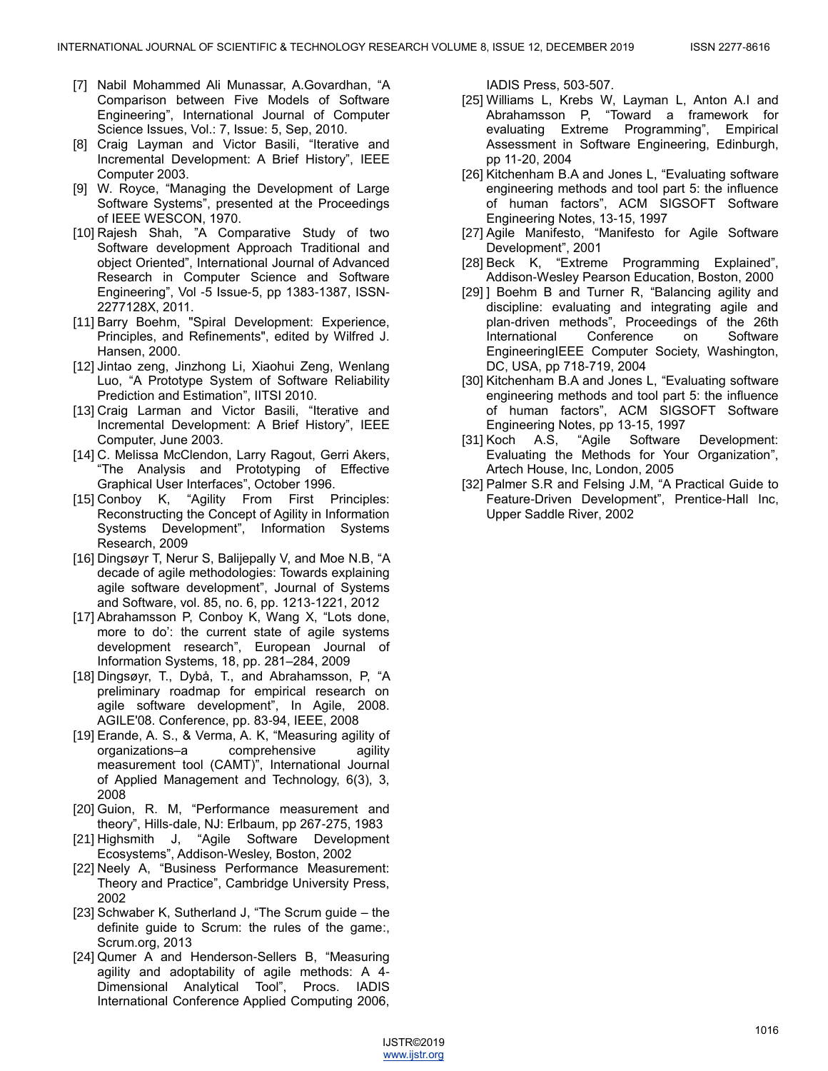[7] Nabil Mohammed Ali Munassar, A.Govardhan, "A Comparison between Five Models of Software Engineering", International Journal of Computer Science Issues, Vol.: 7, Issue: 5, Sep, 2010.

[8] Craig Layman and Victor Basili, "Iterative and Incremental Development: A Brief History", IEEE Computer 2003.

[9] W. Royce, "Managing the Development of Large Software Systems", presented at the Proceedings of IEEE WESCON, 1970.

[10] Rajesh Shah, "A Comparative Study of two Software development Approach Traditional and object Oriented", International Journal of Advanced Research in Computer Science and Software Engineering", Vol -5 Issue-5, pp 1383-1387, ISSN-2277128X, 2011.

[11] Barry Boehm, "Spiral Development: Experience, Principles, and Refinements", edited by Wilfred J. Hansen, 2000.

[12] Jintao zeng, Jinzhong Li, Xiaohui Zeng, Wenlang Luo, "A Prototype System of Software Reliability Prediction and Estimation", IITSI 2010.

[13] Craig Larman and Victor Basili, "Iterative and Incremental Development: A Brief History", IEEE Computer, June 2003.

[14] C. Melissa McClendon, Larry Ragout, Gerri Akers, "The Analysis and Prototyping of Effective Graphical User Interfaces", October 1996.

[15] Conboy K, "Agility From First Principles: Reconstructing the Concept of Agility in Information Systems Development", Information Systems Research, 2009

[16] Dingsøyr T, Nerur S, Balijepally V, and Moe N.B, "A decade of agile methodologies: Towards explaining agile software development", Journal of Systems and Software, vol. 85, no. 6, pp. 1213-1221, 2012

[17] Abrahamsson P, Conboy K, Wang X, "Lots done, more to do': the current state of agile systems development research", European Journal of Information Systems, 18, pp. 281–284, 2009

[18] Dingsøyr, T., Dybå, T., and Abrahamsson, P, "A preliminary roadmap for empirical research on agile software development", In Agile, 2008. AGILE'08. Conference, pp. 83-94, IEEE, 2008

[19] Erande, A. S., & Verma, A. K, "Measuring agility of organizations–a comprehensive agility measurement tool (CAMT)", International Journal of Applied Management and Technology, 6(3), 3, 2008

[20] Guion, R. M, "Performance measurement and theory", Hills-dale, NJ: Erlbaum, pp 267-275, 1983

[21] Highsmith J, "Agile Software Development Ecosystems", Addison-Wesley, Boston, 2002

[22] Neely A, "Business Performance Measurement: Theory and Practice", Cambridge University Press, 2002

[23] Schwaber K, Sutherland J, "The Scrum guide – the definite guide to Scrum: the rules of the game:, Scrum.org, 2013

[24] Qumer A and Henderson-Sellers B, "Measuring agility and adoptability of agile methods: A 4-Dimensional Analytical Tool", Procs. IADIS International Conference Applied Computing 2006, IADIS Press, 503-507.

[25] Williams L, Krebs W, Layman L, Anton A.I and Abrahamsson P, "Toward a framework for evaluating Extreme Programming", Empirical Assessment in Software Engineering, Edinburgh, pp 11-20, 2004

[26] Kitchenham B.A and Jones L, "Evaluating software engineering methods and tool part 5: the influence of human factors", ACM SIGSOFT Software Engineering Notes, 13-15, 1997

[27] Agile Manifesto, "Manifesto for Agile Software Development", 2001

[28] Beck K, "Extreme Programming Explained", Addison-Wesley Pearson Education, Boston, 2000

[29] ] Boehm B and Turner R, "Balancing agility and discipline: evaluating and integrating agile and plan-driven methods", Proceedings of the 26th International Conference on Software EngineeringIEEE Computer Society, Washington, DC, USA, pp 718-719, 2004

[30] Kitchenham B.A and Jones L, "Evaluating software engineering methods and tool part 5: the influence of human factors", ACM SIGSOFT Software Engineering Notes, pp 13-15, 1997

[31] Koch A.S, "Agile Software Development: Evaluating the Methods for Your Organization", Artech House, Inc, London, 2005

[32] Palmer S.R and Felsing J.M, "A Practical Guide to Feature-Driven Development", Prentice-Hall Inc, Upper Saddle River, 2002